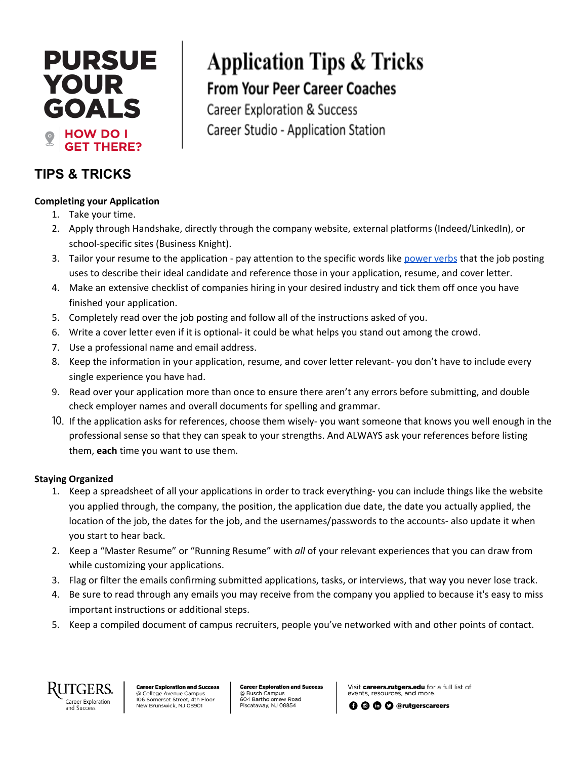# PURSUE YOUR GOALS

**HOW DO I GET THERE?**

# Application Tips & Tricks

## From Your Peer Career Coaches

Career Exploration & Success

Career Studio - Application Station

## TIPS & TRICKS

**Completing your Application**

1. Take your time.
2. Apply through Handshake, directly through the company website, external platforms (Indeed/LinkedIn), or school-specific sites (Business Knight).
3. Tailor your resume to the application - pay attention to the specific words like power verbs that the job posting uses to describe their ideal candidate and reference those in your application, resume, and cover letter.
4. Make an extensive checklist of companies hiring in your desired industry and tick them off once you have finished your application.
5. Completely read over the job posting and follow all of the instructions asked of you.
6. Write a cover letter even if it is optional- it could be what helps you stand out among the crowd.
7. Use a professional name and email address.
8. Keep the information in your application, resume, and cover letter relevant- you don't have to include every single experience you have had.
9. Read over your application more than once to ensure there aren't any errors before submitting, and double check employer names and overall documents for spelling and grammar.
10. If the application asks for references, choose them wisely- you want someone that knows you well enough in the professional sense so that they can speak to your strengths. And ALWAYS ask your references before listing them, **each** time you want to use them.

**Staying Organized**

1. Keep a spreadsheet of all your applications in order to track everything- you can include things like the website you applied through, the company, the position, the application due date, the date you actually applied, the location of the job, the dates for the job, and the usernames/passwords to the accounts- also update it when you start to hear back.
2. Keep a "Master Resume" or "Running Resume" with *all* of your relevant experiences that you can draw from while customizing your applications.
3. Flag or filter the emails confirming submitted applications, tasks, or interviews, that way you never lose track.
4. Be sure to read through any emails you may receive from the company you applied to because it's easy to miss important instructions or additional steps.
5. Keep a compiled document of campus recruiters, people you've networked with and other points of contact.

RUTGERS Career Exploration and Success

**Career Exploration and Success**
@ College Avenue Campus
106 Somerset Street, 4th Floor
New Brunswick, NJ 08901

**Career Exploration and Success**
@ Busch Campus
604 Bartholomew Road
Piscataway, NJ 08854

Visit **careers.rutgers.edu** for a full list of events, resources, and more.

**@rutgerscareers**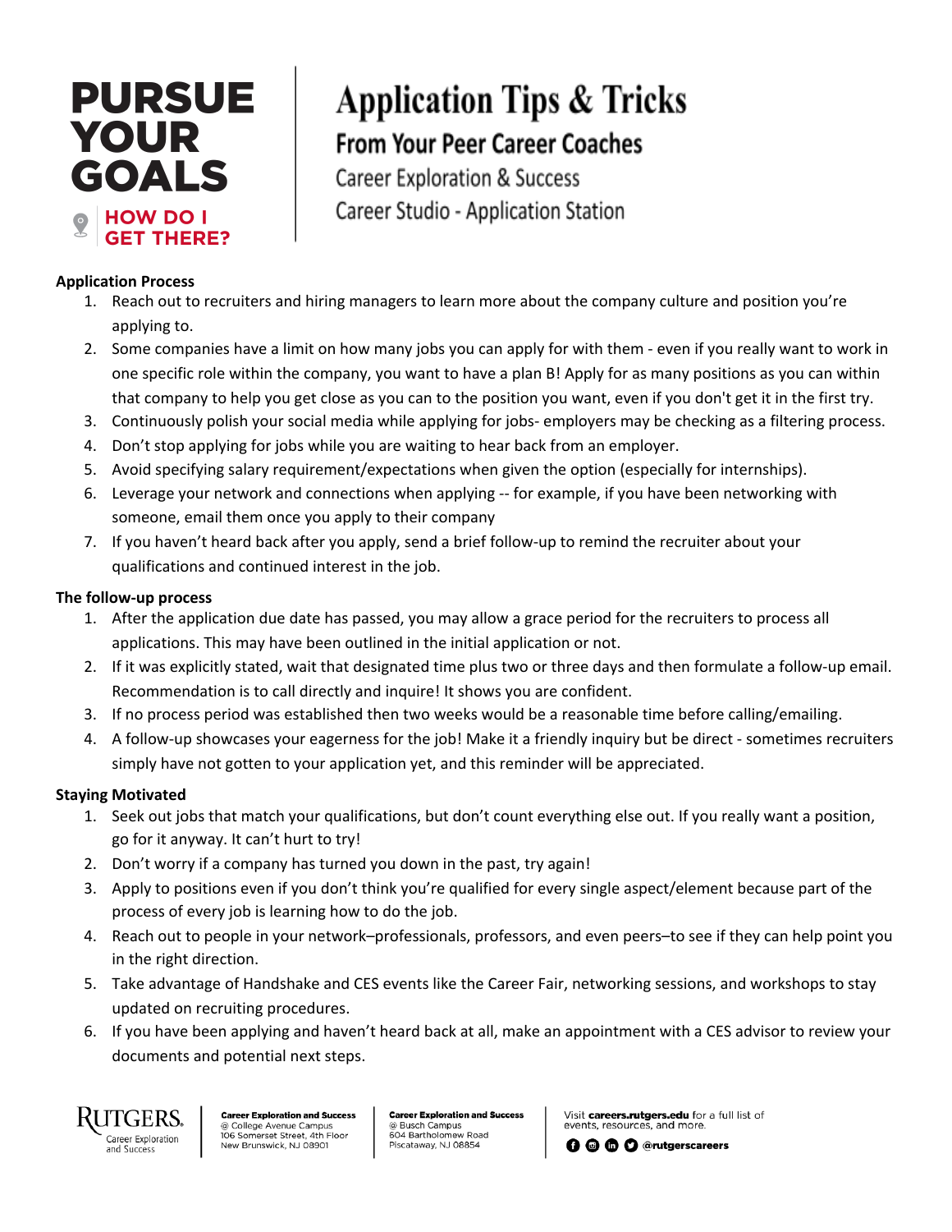# PURSUE YOUR GOALS

**HOW DO I GET THERE?**

# Application Tips & Tricks

## From Your Peer Career Coaches

Career Exploration & Success

Career Studio - Application Station

**Application Process**

1. Reach out to recruiters and hiring managers to learn more about the company culture and position you're applying to.
2. Some companies have a limit on how many jobs you can apply for with them - even if you really want to work in one specific role within the company, you want to have a plan B! Apply for as many positions as you can within that company to help you get close as you can to the position you want, even if you don't get it in the first try.
3. Continuously polish your social media while applying for jobs- employers may be checking as a filtering process.
4. Don't stop applying for jobs while you are waiting to hear back from an employer.
5. Avoid specifying salary requirement/expectations when given the option (especially for internships).
6. Leverage your network and connections when applying -- for example, if you have been networking with someone, email them once you apply to their company
7. If you haven't heard back after you apply, send a brief follow-up to remind the recruiter about your qualifications and continued interest in the job.

**The follow-up process**

1. After the application due date has passed, you may allow a grace period for the recruiters to process all applications. This may have been outlined in the initial application or not.
2. If it was explicitly stated, wait that designated time plus two or three days and then formulate a follow-up email. Recommendation is to call directly and inquire! It shows you are confident.
3. If no process period was established then two weeks would be a reasonable time before calling/emailing.
4. A follow-up showcases your eagerness for the job! Make it a friendly inquiry but be direct - sometimes recruiters simply have not gotten to your application yet, and this reminder will be appreciated.

**Staying Motivated**

1. Seek out jobs that match your qualifications, but don't count everything else out. If you really want a position, go for it anyway. It can't hurt to try!
2. Don't worry if a company has turned you down in the past, try again!
3. Apply to positions even if you don't think you're qualified for every single aspect/element because part of the process of every job is learning how to do the job.
4. Reach out to people in your network–professionals, professors, and even peers–to see if they can help point you in the right direction.
5. Take advantage of Handshake and CES events like the Career Fair, networking sessions, and workshops to stay updated on recruiting procedures.
6. If you have been applying and haven't heard back at all, make an appointment with a CES advisor to review your documents and potential next steps.

RUTGERS Career Exploration and Success

**Career Exploration and Success**
@ College Avenue Campus
106 Somerset Street, 4th Floor
New Brunswick, NJ 08901

**Career Exploration and Success**
@ Busch Campus
604 Bartholomew Road
Piscataway, NJ 08854

Visit **careers.rutgers.edu** for a full list of events, resources, and more.

**@rutgerscareers**